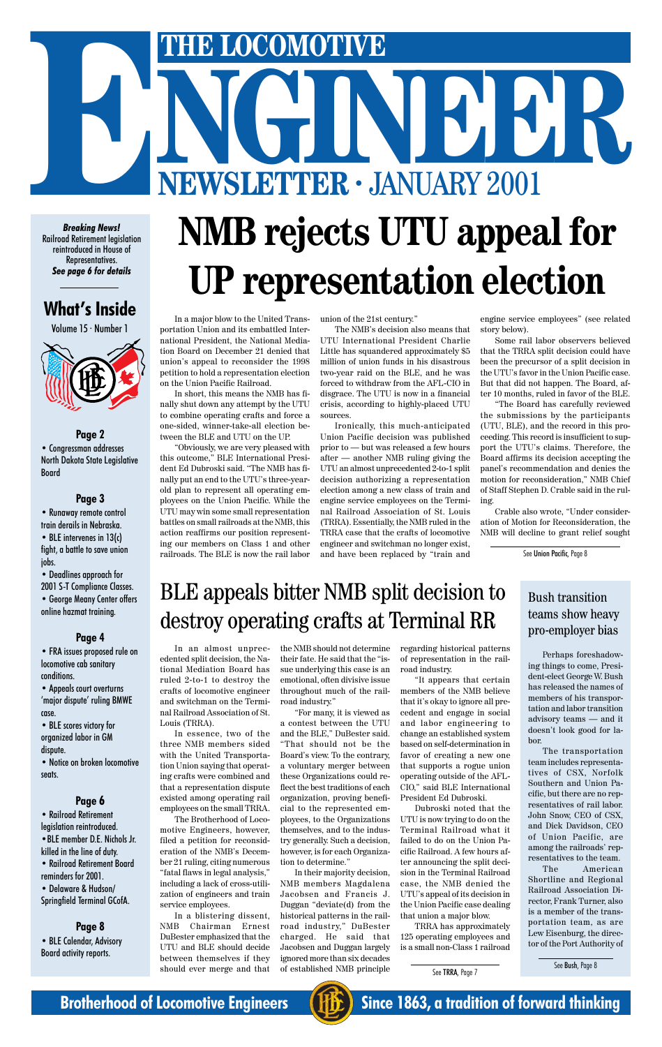# THE LOCOMOTIVE ENGINEER

## NEWSLETTER · JANUARY 2001

***Breaking News!*** Railroad Retirement legislation reintroduced in House of Representatives. ***See page 6 for details***

### What's Inside

Volume 15 · Number 1

**Page 2**
- Congressman addresses North Dakota State Legislative Board

**Page 3**
- Runaway remote control train derails in Nebraska.
- BLE intervenes in 13(c) fight, a battle to save union jobs.
- Deadlines approach for 2001 S-T Compliance Classes.
- George Meany Center offers online hazmat training.

**Page 4**
- FRA issues proposed rule on locomotive cab sanitary conditions.
- Appeals court overturns 'major dispute' ruling BMWE case.
- BLE scores victory for organized labor in GM dispute.
- Notice on broken locomotive seats.

**Page 6**
- Railroad Retirement legislation reintroduced.
- BLE member D.E. Nichols Jr. killed in the line of duty.
- Railroad Retirement Board reminders for 2001.
- Delaware & Hudson/ Springfield Terminal GCofA.

**Page 8**
- BLE Calendar, Advisory Board activity reports.

# NMB rejects UTU appeal for UP representation election

In a major blow to the United Transportation Union and its embattled International President, the National Mediation Board on December 21 denied that union's appeal to reconsider the 1998 petition to hold a representation election on the Union Pacific Railroad.

In short, this means the NMB has finally shut down any attempt by the UTU to combine operating crafts and force a one-sided, winner-take-all election between the BLE and UTU on the UP.

"Obviously, we are very pleased with this outcome," BLE International President Ed Dubroski said. "The NMB has finally put an end to the UTU's three-year-old plan to represent all operating employees on the Union Pacific. While the UTU may win some small representation battles on small railroads at the NMB, this action reaffirms our position representing our members on Class 1 and other railroads. The BLE is now the rail labor union of the 21st century."

The NMB's decision also means that UTU International President Charlie Little has squandered approximately $5 million of union funds in his disastrous two-year raid on the BLE, and he was forced to withdraw from the AFL-CIO in disgrace. The UTU is now in a financial crisis, according to highly-placed UTU sources.

Ironically, this much-anticipated Union Pacific decision was published prior to — but was released a few hours after — another NMB ruling giving the UTU an almost unprecedented 2-to-1 split decision authorizing a representation election among a new class of train and engine service employees on the Terminal Railroad Association of St. Louis (TRRA). Essentially, the NMB ruled in the TRRA case that the crafts of locomotive engineer and switchman no longer exist, and have been replaced by "train and engine service employees" (see related story below).

Some rail labor observers believed that the TRRA split decision could have been the precursor of a split decision in the UTU's favor in the Union Pacific case. But that did not happen. The Board, after 10 months, ruled in favor of the BLE.

"The Board has carefully reviewed the submissions by the participants (UTU, BLE), and the record in this proceeding. This record is insufficient to support the UTU's claims. Therefore, the Board affirms its decision accepting the panel's recommendation and denies the motion for reconsideration," NMB Chief of Staff Stephen D. Crable said in the ruling.

Crable also wrote, "Under consideration of Motion for Reconsideration, the NMB will decline to grant relief sought

See Union Pacific, Page 8

## BLE appeals bitter NMB split decision to destroy operating crafts at Terminal RR

In an almost unprecedented split decision, the National Mediation Board has ruled 2-to-1 to destroy the crafts of locomotive engineer and switchman on the Terminal Railroad Association of St. Louis (TRRA).

In essence, two of the three NMB members sided with the United Transportation Union saying that operating crafts were combined and that a representation dispute existed among operating rail employees on the small TRRA.

The Brotherhood of Locomotive Engineers, however, filed a petition for reconsideration of the NMB's December 21 ruling, citing numerous "fatal flaws in legal analysis," including a lack of cross-utilization of engineers and train service employees.

In a blistering dissent, NMB Chairman Ernest DuBester emphasized that the UTU and BLE should decide between themselves if they should ever merge and that the NMB should not determine their fate. He said that the "issue underlying this case is an emotional, often divisive issue throughout much of the railroad industry."

"For many, it is viewed as a contest between the UTU and the BLE," DuBester said. "That should not be the Board's view. To the contrary, a voluntary merger between these Organizations could reflect the best traditions of each organization, proving beneficial to the represented employees, to the Organizations themselves, and to the industry generally. Such a decision, however, is for each Organization to determine."

In their majority decision, NMB members Magdalena Jacobsen and Francis J. Duggan "deviate(d) from the historical patterns in the railroad industry," DuBester charged. He said that Jacobsen and Duggan largely ignored more than six decades of established NMB principle regarding historical patterns of representation in the railroad industry.

"It appears that certain members of the NMB believe that it's okay to ignore all precedent and engage in social and labor engineering to change an established system based on self-determination in favor of creating a new one that supports a rogue union operating outside of the AFL-CIO," said BLE International President Ed Dubroski.

Dubroski noted that the UTU is now trying to do on the Terminal Railroad what it failed to do on the Union Pacific Railroad. A few hours after announcing the split decision in the Terminal Railroad case, the NMB denied the UTU's appeal of its decision in the Union Pacific case dealing that union a major blow.

TRRA has approximately 125 operating employees and is a small non-Class 1 railroad

See TRRA, Page 7

## Bush transition teams show heavy pro-employer bias

Perhaps foreshadowing things to come, President-elect George W. Bush has released the names of members of his transportation and labor transition advisory teams — and it doesn't look good for labor.

The transportation team includes representatives of CSX, Norfolk Southern and Union Pacific, but there are no representatives of rail labor. John Snow, CEO of CSX, and Dick Davidson, CEO of Union Pacific, are among the railroads' representatives to the team.

The American Shortline and Regional Railroad Association Director, Frank Turner, also is a member of the transportation team, as are Lew Eisenburg, the director of the Port Authority of

See Bush, Page 8

**Brotherhood of Locomotive Engineers** · **Since 1863, a tradition of forward thinking**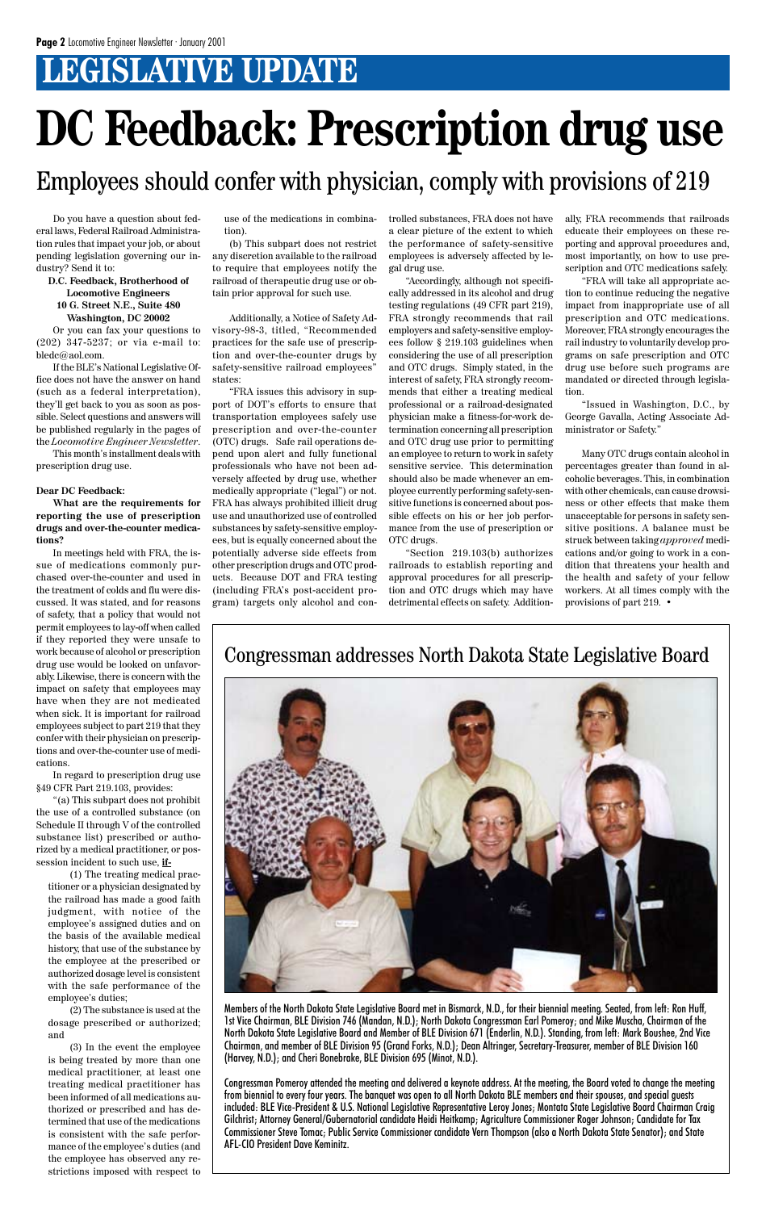# LEGISLATIVE UPDATE

# DC Feedback: Prescription drug use

## Employees should confer with physician, comply with provisions of 219

Do you have a question about federal laws, Federal Railroad Administration rules that impact your job, or about pending legislation governing our industry? Send it to:

**D.C. Feedback, Brotherhood of Locomotive Engineers**
**10 G. Street N.E., Suite 480**
**Washington, DC 20002**

Or you can fax your questions to (202) 347-5237; or via e-mail to: bledc@aol.com.

If the BLE's National Legislative Office does not have the answer on hand (such as a federal interpretation), they'll get back to you as soon as possible. Select questions and answers will be published regularly in the pages of the *Locomotive Engineer Newsletter*.

This month's installment deals with prescription drug use.

**Dear DC Feedback:**

**What are the requirements for reporting the use of prescription drugs and over-the-counter medications?**

In meetings held with FRA, the issue of medications commonly purchased over-the-counter and used in the treatment of colds and flu were discussed. It was stated, and for reasons of safety, that a policy that would not permit employees to lay-off when called if they reported they were unsafe to work because of alcohol or prescription drug use would be looked on unfavorably. Likewise, there is concern with the impact on safety that employees may have when they are not medicated when sick. It is important for railroad employees subject to part 219 that they confer with their physician on prescriptions and over-the-counter use of medications.

In regard to prescription drug use §49 CFR Part 219.103, provides:

"(a) This subpart does not prohibit the use of a controlled substance (on Schedule II through V of the controlled substance list) prescribed or authorized by a medical practitioner, or possession incident to such use, **if-**

(1) The treating medical practitioner or a physician designated by the railroad has made a good faith judgment, with notice of the employee's assigned duties and on the basis of the available medical history, that use of the substance by the employee at the prescribed or authorized dosage level is consistent with the safe performance of the employee's duties;

(2) The substance is used at the dosage prescribed or authorized; and

(3) In the event the employee is being treated by more than one medical practitioner, at least one treating medical practitioner has been informed of all medications authorized or prescribed and has determined that use of the medications is consistent with the safe performance of the employee's duties (and the employee has observed any restrictions imposed with respect to use of the medications in combination).

(b) This subpart does not restrict any discretion available to the railroad to require that employees notify the railroad of therapeutic drug use or obtain prior approval for such use.

Additionally, a Notice of Safety Advisory-98-3, titled, "Recommended practices for the safe use of prescription and over-the-counter drugs by safety-sensitive railroad employees" states:

"FRA issues this advisory in support of DOT's efforts to ensure that transportation employees safely use prescription and over-the-counter (OTC) drugs. Safe rail operations depend upon alert and fully functional professionals who have not been adversely affected by drug use, whether medically appropriate ("legal") or not. FRA has always prohibited illicit drug use and unauthorized use of controlled substances by safety-sensitive employees, but is equally concerned about the potentially adverse side effects from other prescription drugs and OTC products. Because DOT and FRA testing (including FRA's post-accident program) targets only alcohol and controlled substances, FRA does not have a clear picture of the extent to which the performance of safety-sensitive employees is adversely affected by legal drug use.

"Accordingly, although not specifically addressed in its alcohol and drug testing regulations (49 CFR part 219), FRA strongly recommends that rail employers and safety-sensitive employees follow § 219.103 guidelines when considering the use of all prescription and OTC drugs. Simply stated, in the interest of safety, FRA strongly recommends that either a treating medical professional or a railroad-designated physician make a fitness-for-work determination concerning all prescription and OTC drug use prior to permitting an employee to return to work in safety sensitive service. This determination should also be made whenever an employee currently performing safety-sensitive functions is concerned about possible effects on his or her job performance from the use of prescription or OTC drugs.

"Section 219.103(b) authorizes railroads to establish reporting and approval procedures for all prescription and OTC drugs which may have detrimental effects on safety. Additionally, FRA recommends that railroads educate their employees on these reporting and approval procedures and, most importantly, on how to use prescription and OTC medications safely.

"FRA will take all appropriate action to continue reducing the negative impact from inappropriate use of all prescription and OTC medications. Moreover, FRA strongly encourages the rail industry to voluntarily develop programs on safe prescription and OTC drug use before such programs are mandated or directed through legislation.

"Issued in Washington, D.C., by George Gavalla, Acting Associate Administrator or Safety."

Many OTC drugs contain alcohol in percentages greater than found in alcoholic beverages. This, in combination with other chemicals, can cause drowsiness or other effects that make them unacceptable for persons in safety sensitive positions. A balance must be struck between taking *approved* medications and/or going to work in a condition that threatens your health and the health and safety of your fellow workers. At all times comply with the provisions of part 219. •

## Congressman addresses North Dakota State Legislative Board

Members of the North Dakota State Legislative Board met in Bismarck, N.D., for their biennial meeting. Seated, from left: Ron Huff, 1st Vice Chairman, BLE Division 746 (Mandan, N.D.); North Dakota Congressman Earl Pomeroy; and Mike Muscha, Chairman of the North Dakota State Legislative Board and Member of BLE Division 671 (Enderlin, N.D.). Standing, from left: Mark Boushee, 2nd Vice Chairman, and member of BLE Division 95 (Grand Forks, N.D.); Dean Altringer, Secretary-Treasurer, member of BLE Division 160 (Harvey, N.D.); and Cheri Bonebrake, BLE Division 695 (Minot, N.D.).

Congressman Pomeroy attended the meeting and delivered a keynote address. At the meeting, the Board voted to change the meeting from biennial to every four years. The banquet was open to all North Dakota BLE members and their spouses, and special guests included: BLE Vice-President & U.S. National Legislative Representative Leroy Jones; Montata State Legislative Board Chairman Craig Gilchrist; Attorney General/Gubernatorial candidate Heidi Heitkamp; Agriculture Commissioner Roger Johnson; Candidate for Tax Commissioner Steve Tomac; Public Service Commissioner candidate Vern Thompson (also a North Dakota State Senator); and State AFL-CIO President Dave Keminitz.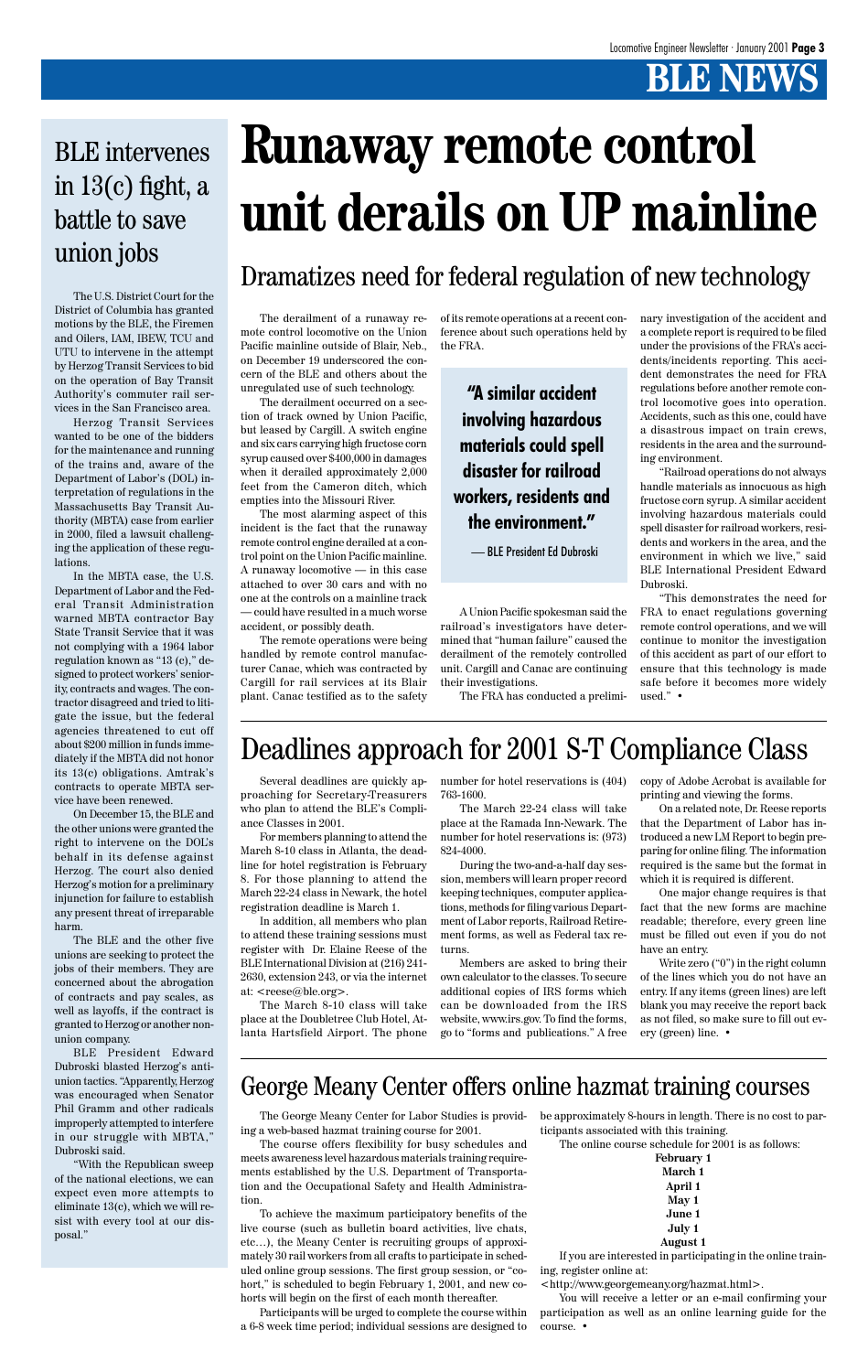# Runaway remote control unit derails on UP mainline

## Dramatizes need for federal regulation of new technology

The derailment of a runaway remote control locomotive on the Union Pacific mainline outside of Blair, Neb., on December 19 underscored the concern of the BLE and others about the unregulated use of such technology.

The derailment occurred on a section of track owned by Union Pacific, but leased by Cargill. A switch engine and six cars carrying high fructose corn syrup caused over $400,000 in damages when it derailed approximately 2,000 feet from the Cameron ditch, which empties into the Missouri River.

The most alarming aspect of this incident is the fact that the runaway remote control engine derailed at a control point on the Union Pacific mainline. A runaway locomotive — in this case attached to over 30 cars and with no one at the controls on a mainline track — could have resulted in a much worse accident, or possibly death.

The remote operations were being handled by remote control manufacturer Canac, which was contracted by Cargill for rail services at its Blair plant. Canac testified as to the safety of its remote operations at a recent conference about such operations held by the FRA.

> **"A similar accident involving hazardous materials could spell disaster for railroad workers, residents and the environment."**
>
> — BLE President Ed Dubroski

A Union Pacific spokesman said the railroad's investigators have determined that "human failure" caused the derailment of the remotely controlled unit. Cargill and Canac are continuing their investigations.

The FRA has conducted a preliminary investigation of the accident and a complete report is required to be filed under the provisions of the FRA's accidents/incidents reporting. This accident demonstrates the need for FRA regulations before another remote control locomotive goes into operation. Accidents, such as this one, could have a disastrous impact on train crews, residents in the area and the surrounding environment.

"Railroad operations do not always handle materials as innocuous as high fructose corn syrup. A similar accident involving hazardous materials could spell disaster for railroad workers, residents and workers in the area, and the environment in which we live," said BLE International President Edward Dubroski.

"This demonstrates the need for FRA to enact regulations governing remote control operations, and we will continue to monitor the investigation of this accident as part of our effort to ensure that this technology is made safe before it becomes more widely used." •

## BLE intervenes in 13(c) fight, a battle to save union jobs

The U.S. District Court for the District of Columbia has granted motions by the BLE, the Firemen and Oilers, IAM, IBEW, TCU and UTU to intervene in the attempt by Herzog Transit Services to bid on the operation of Bay Transit Authority's commuter rail services in the San Francisco area.

Herzog Transit Services wanted to be one of the bidders for the maintenance and running of the trains and, aware of the Department of Labor's (DOL) interpretation of regulations in the Massachusetts Bay Transit Authority (MBTA) case from earlier in 2000, filed a lawsuit challenging the application of these regulations.

In the MBTA case, the U.S. Department of Labor and the Federal Transit Administration warned MBTA contractor Bay State Transit Service that it was not complying with a 1964 labor regulation known as "13 (c)," designed to protect workers' seniority, contracts and wages. The contractor disagreed and tried to litigate the issue, but the federal agencies threatened to cut off about $200 million in funds immediately if the MBTA did not honor its 13(c) obligations. Amtrak's contracts to operate MBTA service have been renewed.

On December 15, the BLE and the other unions were granted the right to intervene on the DOL's behalf in its defense against Herzog. The court also denied Herzog's motion for a preliminary injunction for failure to establish any present threat of irreparable harm.

The BLE and the other five unions are seeking to protect the jobs of their members. They are concerned about the abrogation of contracts and pay scales, as well as layoffs, if the contract is granted to Herzog or another nonunion company.

BLE President Edward Dubroski blasted Herzog's antiunion tactics. "Apparently, Herzog was encouraged when Senator Phil Gramm and other radicals improperly attempted to interfere in our struggle with MBTA," Dubroski said.

"With the Republican sweep of the national elections, we can expect even more attempts to eliminate 13(c), which we will resist with every tool at our disposal."

## Deadlines approach for 2001 S-T Compliance Class

Several deadlines are quickly approaching for Secretary-Treasurers who plan to attend the BLE's Compliance Classes in 2001.

For members planning to attend the March 8-10 class in Atlanta, the deadline for hotel registration is February 8. For those planning to attend the March 22-24 class in Newark, the hotel registration deadline is March 1.

In addition, all members who plan to attend these training sessions must register with Dr. Elaine Reese of the BLE International Division at (216) 241-2630, extension 243, or via the internet at: <reese@ble.org>.

The March 8-10 class will take place at the Doubletree Club Hotel, Atlanta Hartsfield Airport. The phone number for hotel reservations is (404) 763-1600.

The March 22-24 class will take place at the Ramada Inn-Newark. The number for hotel reservations is: (973) 824-4000.

During the two-and-a-half day session, members will learn proper record keeping techniques, computer applications, methods for filing various Department of Labor reports, Railroad Retirement forms, as well as Federal tax returns.

Members are asked to bring their own calculator to the classes. To secure additional copies of IRS forms which can be downloaded from the IRS website, www.irs.gov. To find the forms, go to "forms and publications." A free copy of Adobe Acrobat is available for printing and viewing the forms.

On a related note, Dr. Reese reports that the Department of Labor has introduced a new LM Report to begin preparing for online filing. The information required is the same but the format in which it is required is different.

One major change requires is that fact that the new forms are machine readable; therefore, every green line must be filled out even if you do not have an entry.

Write zero ("0") in the right column of the lines which you do not have an entry. If any items (green lines) are left blank you may receive the report back as not filed, so make sure to fill out every (green) line. •

## George Meany Center offers online hazmat training courses

The George Meany Center for Labor Studies is providing a web-based hazmat training course for 2001.

The course offers flexibility for busy schedules and meets awareness level hazardous materials training requirements established by the U.S. Department of Transportation and the Occupational Safety and Health Administration.

To achieve the maximum participatory benefits of the live course (such as bulletin board activities, live chats, etc…), the Meany Center is recruiting groups of approximately 30 rail workers from all crafts to participate in scheduled online group sessions. The first group session, or "cohort," is scheduled to begin February 1, 2001, and new cohorts will begin on the first of each month thereafter.

Participants will be urged to complete the course within a 6-8 week time period; individual sessions are designed to be approximately 8-hours in length. There is no cost to participants associated with this training.

The online course schedule for 2001 is as follows:

**February 1**
**March 1**
**April 1**
**May 1**
**June 1**
**July 1**
**August 1**

If you are interested in participating in the online training, register online at:

<http://www.georgemeany.org/hazmat.html>.

You will receive a letter or an e-mail confirming your participation as well as an online learning guide for the course. •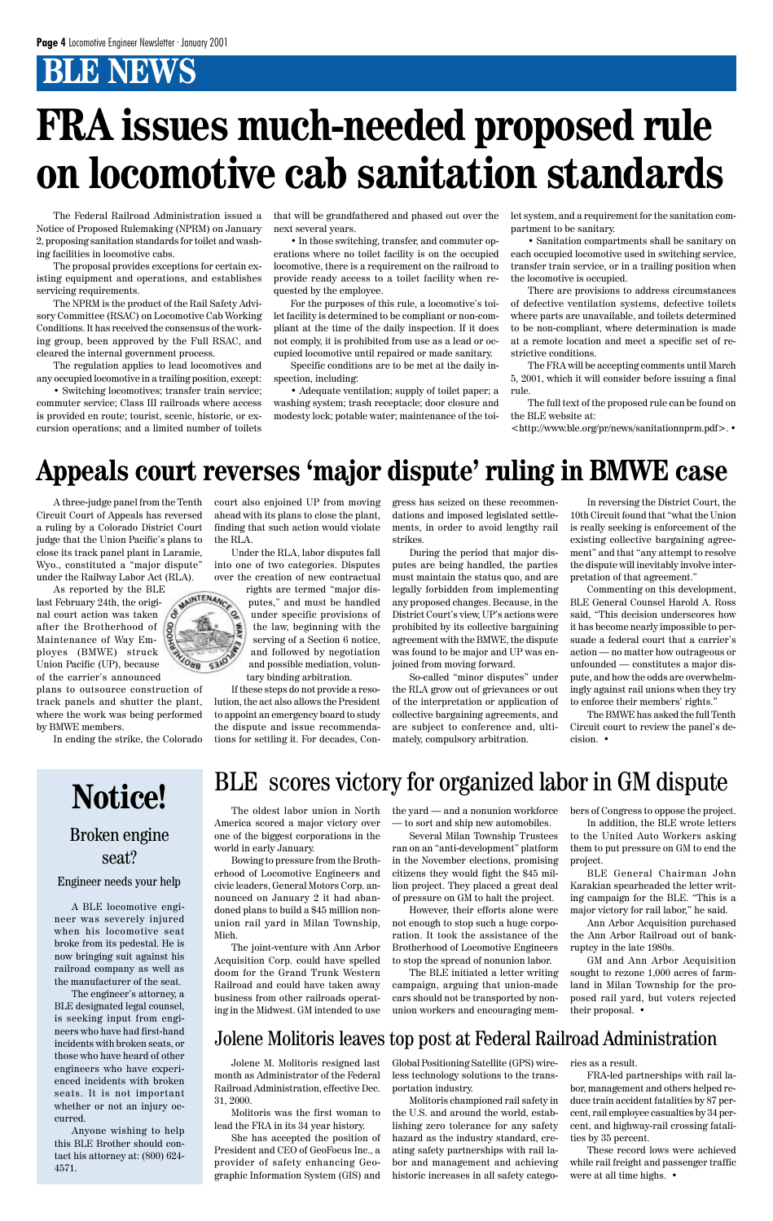# BLE NEWS

# FRA issues much-needed proposed rule on locomotive cab sanitation standards

The Federal Railroad Administration issued a Notice of Proposed Rulemaking (NPRM) on January 2, proposing sanitation standards for toilet and washing facilities in locomotive cabs.

The proposal provides exceptions for certain existing equipment and operations, and establishes servicing requirements.

The NPRM is the product of the Rail Safety Advisory Committee (RSAC) on Locomotive Cab Working Conditions. It has received the consensus of the working group, been approved by the Full RSAC, and cleared the internal government process.

The regulation applies to lead locomotives and any occupied locomotive in a trailing position, except:

• Switching locomotives; transfer train service; commuter service; Class III railroads where access is provided en route; tourist, scenic, historic, or excursion operations; and a limited number of toilets that will be grandfathered and phased out over the next several years.

• In those switching, transfer, and commuter operations where no toilet facility is on the occupied locomotive, there is a requirement on the railroad to provide ready access to a toilet facility when requested by the employee.

For the purposes of this rule, a locomotive's toilet facility is determined to be compliant or non-compliant at the time of the daily inspection. If it does not comply, it is prohibited from use as a lead or occupied locomotive until repaired or made sanitary.

Specific conditions are to be met at the daily inspection, including:

• Adequate ventilation; supply of toilet paper; a washing system; trash receptacle; door closure and modesty lock; potable water; maintenance of the toilet system, and a requirement for the sanitation compartment to be sanitary.

• Sanitation compartments shall be sanitary on each occupied locomotive used in switching service, transfer train service, or in a trailing position when the locomotive is occupied.

There are provisions to address circumstances of defective ventilation systems, defective toilets where parts are unavailable, and toilets determined to be non-compliant, where determination is made at a remote location and meet a specific set of restrictive conditions.

The FRA will be accepting comments until March 5, 2001, which it will consider before issuing a final rule.

The full text of the proposed rule can be found on the BLE website at:

<http://www.ble.org/pr/news/sanitationnprm.pdf>. •

# Appeals court reverses 'major dispute' ruling in BMWE case

A three-judge panel from the Tenth Circuit Court of Appeals has reversed a ruling by a Colorado District Court judge that the Union Pacific's plans to close its track panel plant in Laramie, Wyo., constituted a "major dispute" under the Railway Labor Act (RLA).

As reported by the BLE last February 24th, the original court action was taken after the Brotherhood of Maintenance of Way Employes (BMWE) struck Union Pacific (UP), because of the carrier's announced plans to outsource construction of track panels and shutter the plant, where the work was being performed by BMWE members.

In ending the strike, the Colorado court also enjoined UP from moving ahead with its plans to close the plant, finding that such action would violate the RLA.

Under the RLA, labor disputes fall into one of two categories. Disputes over the creation of new contractual rights are termed "major disputes," and must be handled under specific provisions of the law, beginning with the serving of a Section 6 notice, and followed by negotiation and possible mediation, voluntary binding arbitration.

If these steps do not provide a resolution, the act also allows the President to appoint an emergency board to study the dispute and issue recommendations for settling it. For decades, Congress has seized on these recommendations and imposed legislated settlements, in order to avoid lengthy rail strikes.

During the period that major disputes are being handled, the parties must maintain the status quo, and are legally forbidden from implementing any proposed changes. Because, in the District Court's view, UP's actions were prohibited by its collective bargaining agreement with the BMWE, the dispute was found to be major and UP was enjoined from moving forward.

So-called "minor disputes" under the RLA grow out of grievances or out of the interpretation or application of collective bargaining agreements, and are subject to conference and, ultimately, compulsory arbitration.

In reversing the District Court, the 10th Circuit found that "what the Union is really seeking is enforcement of the existing collective bargaining agreement" and that "any attempt to resolve the dispute will inevitably involve interpretation of that agreement."

Commenting on this development, BLE General Counsel Harold A. Ross said, "This decision underscores how it has become nearly impossible to persuade a federal court that a carrier's action — no matter how outrageous or unfounded — constitutes a major dispute, and how the odds are overwhelmingly against rail unions when they try to enforce their members' rights."

The BMWE has asked the full Tenth Circuit court to review the panel's decision. •

# Notice!

## Broken engine seat?

### Engineer needs your help

A BLE locomotive engineer was severely injured when his locomotive seat broke from its pedestal. He is now bringing suit against his railroad company as well as the manufacturer of the seat.

The engineer's attorney, a BLE designated legal counsel, is seeking input from engineers who have had first-hand incidents with broken seats, or those who have heard of other engineers who have experienced incidents with broken seats. It is not important whether or not an injury occurred.

Anyone wishing to help this BLE Brother should contact his attorney at: (800) 624-4571.

# BLE scores victory for organized labor in GM dispute

The oldest labor union in North America scored a major victory over one of the biggest corporations in the world in early January.

Bowing to pressure from the Brotherhood of Locomotive Engineers and civic leaders, General Motors Corp. announced on January 2 it had abandoned plans to build a $45 million nonunion rail yard in Milan Township, Mich.

The joint-venture with Ann Arbor Acquisition Corp. could have spelled doom for the Grand Trunk Western Railroad and could have taken away business from other railroads operating in the Midwest. GM intended to use the yard — and a nonunion workforce — to sort and ship new automobiles.

Several Milan Township Trustees ran on an "anti-development" platform in the November elections, promising citizens they would fight the $45 million project. They placed a great deal of pressure on GM to halt the project.

However, their efforts alone were not enough to stop such a huge corporation. It took the assistance of the Brotherhood of Locomotive Engineers to stop the spread of nonunion labor.

The BLE initiated a letter writing campaign, arguing that union-made cars should not be transported by nonunion workers and encouraging members of Congress to oppose the project.

In addition, the BLE wrote letters to the United Auto Workers asking them to put pressure on GM to end the project.

BLE General Chairman John Karakian spearheaded the letter writing campaign for the BLE. "This is a major victory for rail labor," he said.

Ann Arbor Acquisition purchased the Ann Arbor Railroad out of bankruptcy in the late 1980s.

GM and Ann Arbor Acquisition sought to rezone 1,000 acres of farmland in Milan Township for the proposed rail yard, but voters rejected their proposal. •

## Jolene Molitoris leaves top post at Federal Railroad Administration

Jolene M. Molitoris resigned last month as Administrator of the Federal Railroad Administration, effective Dec. 31, 2000.

Molitoris was the first woman to lead the FRA in its 34 year history.

She has accepted the position of President and CEO of GeoFocus Inc., a provider of safety enhancing Geographic Information System (GIS) and Global Positioning Satellite (GPS) wireless technology solutions to the transportation industry.

Molitoris championed rail safety in the U.S. and around the world, establishing zero tolerance for any safety hazard as the industry standard, creating safety partnerships with rail labor and management and achieving historic increases in all safety categories as a result.

FRA-led partnerships with rail labor, management and others helped reduce train accident fatalities by 87 percent, rail employee casualties by 34 percent, and highway-rail crossing fatalities by 35 percent.

These record lows were achieved while rail freight and passenger traffic were at all time highs. •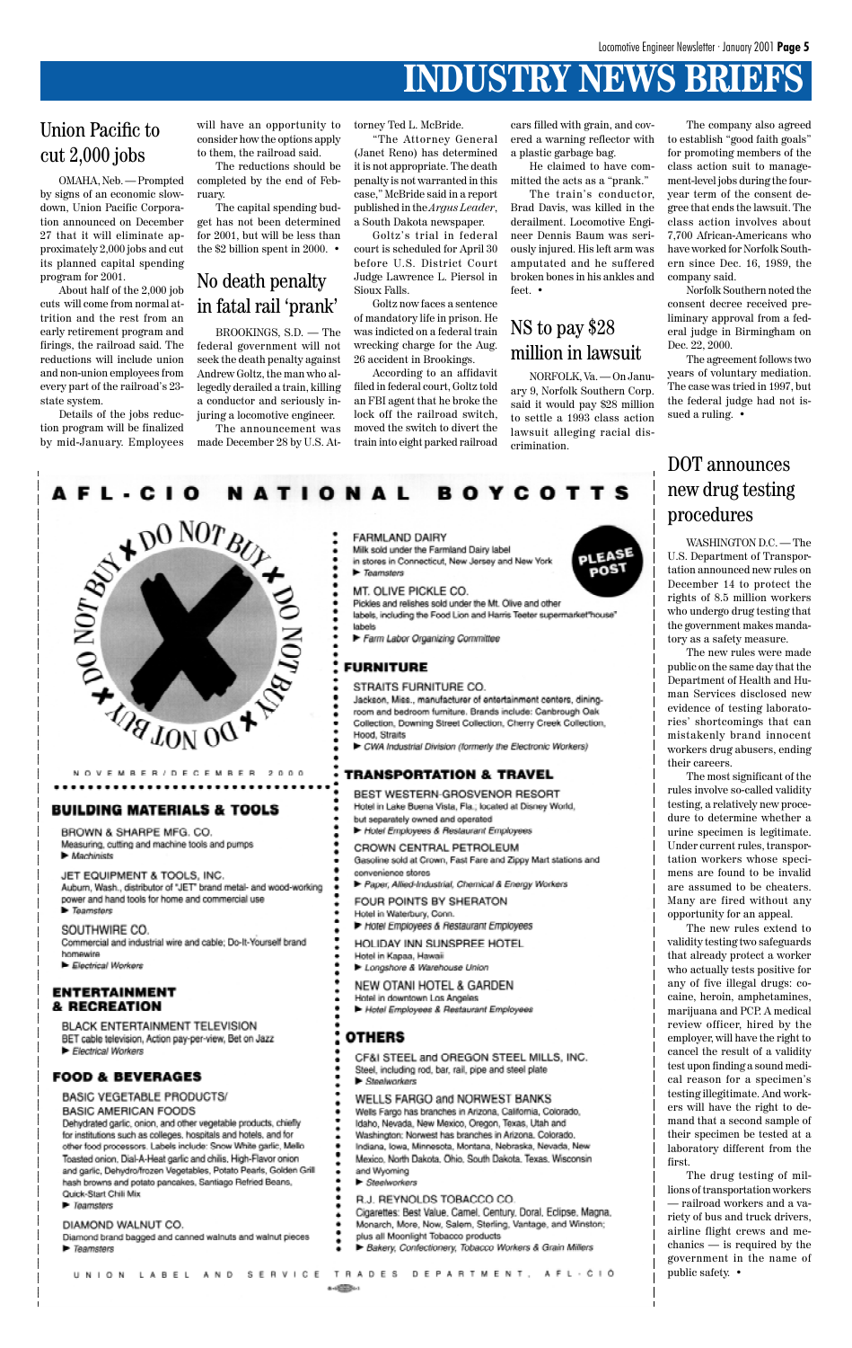# INDUSTRY NEWS BRIEFS

## Union Pacific to cut 2,000 jobs

OMAHA, Neb. — Prompted by signs of an economic slowdown, Union Pacific Corporation announced on December 27 that it will eliminate approximately 2,000 jobs and cut its planned capital spending program for 2001.

About half of the 2,000 job cuts will come from normal attrition and the rest from an early retirement program and firings, the railroad said. The reductions will include union and non-union employees from every part of the railroad's 23-state system.

Details of the jobs reduction program will be finalized by mid-January. Employees will have an opportunity to consider how the options apply to them, the railroad said.

The reductions should be completed by the end of February.

The capital spending budget has not been determined for 2001, but will be less than the $2 billion spent in 2000. •

## No death penalty in fatal rail 'prank'

BROOKINGS, S.D. — The federal government will not seek the death penalty against Andrew Goltz, the man who allegedly derailed a train, killing a conductor and seriously injuring a locomotive engineer.

The announcement was made December 28 by U.S. Attorney Ted L. McBride.

"The Attorney General (Janet Reno) has determined it is not appropriate. The death penalty is not warranted in this case," McBride said in a report published in the *Argus Leader*, a South Dakota newspaper.

Goltz's trial in federal court is scheduled for April 30 before U.S. District Court Judge Lawrence L. Piersol in Sioux Falls.

Goltz now faces a sentence of mandatory life in prison. He was indicted on a federal train wrecking charge for the Aug. 26 accident in Brookings.

According to an affidavit filed in federal court, Goltz told an FBI agent that he broke the lock off the railroad switch, moved the switch to divert the train into eight parked railroad cars filled with grain, and covered a warning reflector with a plastic garbage bag.

He claimed to have committed the acts as a "prank."

The train's conductor, Brad Davis, was killed in the derailment. Locomotive Engineer Dennis Baum was seriously injured. His left arm was amputated and he suffered broken bones in his ankles and feet. •

## NS to pay $28 million in lawsuit

NORFOLK, Va. — On January 9, Norfolk Southern Corp. said it would pay $28 million to settle a 1993 class action lawsuit alleging racial discrimination.

The company also agreed to establish "good faith goals" for promoting members of the class action suit to management-level jobs during the four-year term of the consent degree that ends the lawsuit. The class action involves about 7,700 African-Americans who have worked for Norfolk Southern since Dec. 16, 1989, the company said.

Norfolk Southern noted the consent decree received preliminary approval from a federal judge in Birmingham on Dec. 22, 2000.

The agreement follows two years of voluntary mediation. The case was tried in 1997, but the federal judge had not issued a ruling. •

## AFL-CIO NATIONAL BOYCOTTS

DO NOT BUY

NOVEMBER/DECEMBER 2000

PLEASE POST

### BUILDING MATERIALS & TOOLS

**BROWN & SHARPE MFG. CO.**
Measuring, cutting and machine tools and pumps
► *Machinists*

**JET EQUIPMENT & TOOLS, INC.**
Auburn, Wash., distributor of "JET" brand metal- and wood-working power and hand tools for home and commercial use
► *Teamsters*

**SOUTHWIRE CO.**
Commercial and industrial wire and cable; Do-It-Yourself brand homewire
► *Electrical Workers*

### ENTERTAINMENT & RECREATION

**BLACK ENTERTAINMENT TELEVISION**
BET cable television, Action pay-per-view, Bet on Jazz
► *Electrical Workers*

### FOOD & BEVERAGES

**BASIC VEGETABLE PRODUCTS/ BASIC AMERICAN FOODS**
Dehydrated garlic, onion, and other vegetable products, chiefly for institutions such as colleges, hospitals and hotels, and for other food processors. Labels include: Snow White garlic, Mello Toasted onion, Dial-A-Heat garlic and chilis, High-Flavor onion and garlic, Dehydro/frozen Vegetables, Potato Pearls, Golden Grill hash browns and potato pancakes, Santiago Refried Beans, Quick-Start Chili Mix
► *Teamsters*

**DIAMOND WALNUT CO.**
Diamond brand bagged and canned walnuts and walnut pieces
► *Teamsters*

**FARMLAND DAIRY**
Milk sold under the Farmland Dairy label in stores in Connecticut, New Jersey and New York
► *Teamsters*

**MT. OLIVE PICKLE CO.**
Pickles and relishes sold under the Mt. Olive and other labels, including the Food Lion and Harris Teeter supermarket "house" labels
► *Farm Labor Organizing Committee*

### FURNITURE

**STRAITS FURNITURE CO.**
Jackson, Miss., manufacturer of entertainment centers, dining-room and bedroom furniture. Brands include: Canbrough Oak Collection, Downing Street Collection, Cherry Creek Collection, Hood, Straits
► *CWA Industrial Division (formerly the Electronic Workers)*

### TRANSPORTATION & TRAVEL

**BEST WESTERN-GROSVENOR RESORT**
Hotel in Lake Buena Vista, Fla., located at Disney World, but separately owned and operated
► *Hotel Employees & Restaurant Employees*

**CROWN CENTRAL PETROLEUM**
Gasoline sold at Crown, Fast Fare and Zippy Mart stations and convenience stores
► *Paper, Allied-Industrial, Chemical & Energy Workers*

**FOUR POINTS BY SHERATON**
Hotel in Waterbury, Conn.
► *Hotel Employees & Restaurant Employees*

**HOLIDAY INN SUNSPREE HOTEL**
Hotel in Kapaa, Hawaii
► *Longshore & Warehouse Union*

**NEW OTANI HOTEL & GARDEN**
Hotel in downtown Los Angeles
► *Hotel Employees & Restaurant Employees*

### OTHERS

**CF&I STEEL and OREGON STEEL MILLS, INC.**
Steel, including rod, bar, rail, pipe and steel plate
► *Steelworkers*

**WELLS FARGO and NORWEST BANKS**
Wells Fargo has branches in Arizona, California, Colorado, Idaho, Nevada, New Mexico, Oregon, Texas, Utah and Washington; Norwest has branches in Arizona, Colorado, Indiana, Iowa, Minnesota, Montana, Nebraska, Nevada, New Mexico, North Dakota, Ohio, South Dakota, Texas, Wisconsin and Wyoming
► *Steelworkers*

**R.J. REYNOLDS TOBACCO CO.**
Cigarettes: Best Value, Camel, Century, Doral, Eclipse, Magna, Monarch, More, Now, Salem, Sterling, Vantage, and Winston; plus all Moonlight Tobacco products
► *Bakery, Confectionery, Tobacco Workers & Grain Millers*

UNION LABEL AND SERVICE TRADES DEPARTMENT, AFL-CIO

## DOT announces new drug testing procedures

WASHINGTON D.C. — The U.S. Department of Transportation announced new rules on December 14 to protect the rights of 8.5 million workers who undergo drug testing that the government makes mandatory as a safety measure.

The new rules were made public on the same day that the Department of Health and Human Services disclosed new evidence of testing laboratories' shortcomings that can mistakenly brand innocent workers drug abusers, ending their careers.

The most significant of the rules involve so-called validity testing, a relatively new procedure to determine whether a urine specimen is legitimate. Under current rules, transportation workers whose specimens are found to be invalid are assumed to be cheaters. Many are fired without any opportunity for an appeal.

The new rules extend to validity testing two safeguards that already protect a worker who actually tests positive for any of five illegal drugs: cocaine, heroin, amphetamines, marijuana and PCP. A medical review officer, hired by the employer, will have the right to cancel the result of a validity test upon finding a sound medical reason for a specimen's testing illegitimate. And workers will have the right to demand that a second sample of their specimen be tested at a laboratory different from the first.

The drug testing of millions of transportation workers — railroad workers and a variety of bus and truck drivers, airline flight crews and mechanics — is required by the government in the name of public safety. •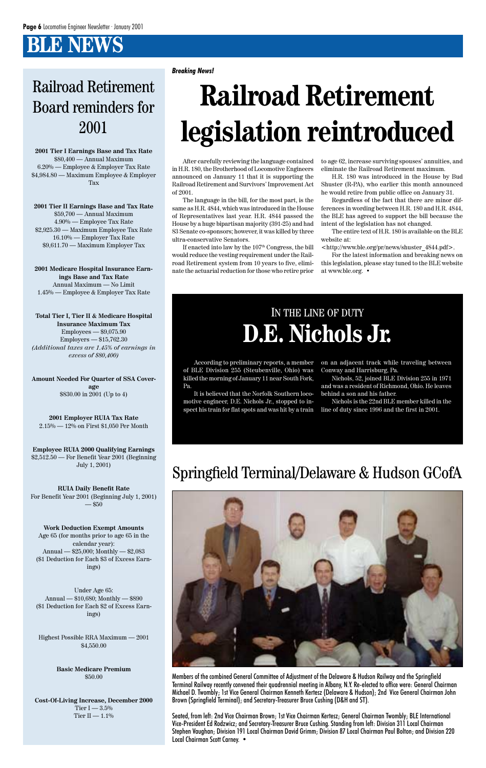# BLE NEWS

## Railroad Retirement Board reminders for 2001

**2001 Tier I Earnings Base and Tax Rate**
$80,400 — Annual Maximum
6.20% — Employee & Employer Tax Rate
$4,984.80 — Maximum Employee & Employer Tax

**2001 Tier II Earnings Base and Tax Rate**
$59,700 — Annual Maximum
4.90% — Employee Tax Rate
$2,925.30 — Maximum Employee Tax Rate
16.10% — Employer Tax Rate
$9,611.70 — Maximum Employer Tax

**2001 Medicare Hospital Insurance Earnings Base and Tax Rate**
Annual Maximum — No Limit
1.45% — Employee & Employer Tax Rate

**Total Tier I, Tier II & Medicare Hospital Insurance Maximum Tax**
Employees — $9,075.90
Employers — $15,762.30
*(Additional taxes are 1.45% of earnings in excess of $80,400)*

**Amount Needed For Quarter of SSA Coverage**
$830.00 in 2001 (Up to 4)

**2001 Employer RUIA Tax Rate**
2.15% — 12% on First $1,050 Per Month

**Employee RUIA 2000 Qualifying Earnings**
$2,512.50 — For Benefit Year 2001 (Beginning July 1, 2001)

**RUIA Daily Benefit Rate**
For Benefit Year 2001 (Beginning July 1, 2001) — $50

**Work Deduction Exempt Amounts**
Age 65 (for months prior to age 65 in the calendar year):
Annual — $25,000; Monthly — $2,083
($1 Deduction for Each $3 of Excess Earnings)

Under Age 65:
Annual — $10,680; Monthly — $890
($1 Deduction for Each $2 of Excess Earnings)

Highest Possible RRA Maximum — 2001
$4,550.00

**Basic Medicare Premium**
$50.00

**Cost-Of-Living Increase, December 2000**
Tier I — 3.5%
Tier II — 1.1%

***Breaking News!***

# Railroad Retirement legislation reintroduced

After carefully reviewing the language contained in H.R. 180, the Brotherhood of Locomotive Engineers announced on January 11 that it is supporting the Railroad Retirement and Survivors' Improvement Act of 2001.

The language in the bill, for the most part, is the same as H.R. 4844, which was introduced in the House of Representatives last year. H.R. 4844 passed the House by a huge bipartisan majority (391-25) and had 83 Senate co-sponsors; however, it was killed by three ultra-conservative Senators.

If enacted into law by the 107th Congress, the bill would reduce the vesting requirement under the Railroad Retirement system from 10 years to five, eliminate the actuarial reduction for those who retire prior to age 62, increase surviving spouses' annuities, and eliminate the Railroad Retirement maximum.

H.R. 180 was introduced in the House by Bud Shuster (R-PA), who earlier this month announced he would retire from public office on January 31.

Regardless of the fact that there are minor differences in wording between H.R. 180 and H.R. 4844, the BLE has agreed to support the bill because the intent of the legislation has not changed.

The entire text of H.R. 180 is available on the BLE website at:
<http://www.ble.org/pr/news/shuster_4844.pdf>.

For the latest information and breaking news on this legislation, please stay tuned to the BLE website at www.ble.org. •

## IN THE LINE OF DUTY
# D.E. Nichols Jr.

According to preliminary reports, a member of BLE Division 255 (Steubenville, Ohio) was killed the morning of January 11 near South Fork, Pa.

It is believed that the Norfolk Southern locomotive engineer, D.E. Nichols Jr., stopped to inspect his train for flat spots and was hit by a train on an adjacent track while traveling between Conway and Harrisburg, Pa.

Nichols, 52, joined BLE Division 255 in 1971 and was a resident of Richmond, Ohio. He leaves behind a son and his father.

Nichols is the 22nd BLE member killed in the line of duty since 1996 and the first in 2001.

## Springfield Terminal/Delaware & Hudson GCofA

Members of the combined General Committee of Adjustment of the Delaware & Hudson Railway and the Springfield Terminal Railway recently convened their quadrennial meeting in Albany, N.Y. Re-elected to office were: General Chairman Michael D. Twombly; 1st Vice General Chairman Kenneth Kertesz (Delaware & Hudson); 2nd Vice General Chairman John Brown (Springfield Terminal); and Secretary-Treasurer Bruce Cushing (D&H and ST).

Seated, from left: 2nd Vice Chairman Brown; 1st Vice Chairman Kertesz; General Chairman Twombly; BLE International Vice-President Ed Rodzwicz; and Secretary-Treasurer Bruce Cushing. Standing from left: Division 311 Local Chairman Stephen Vaughan; Division 191 Local Chairman David Grimm; Division 87 Local Chairman Paul Bolton; and Division 220 Local Chairman Scott Carney. •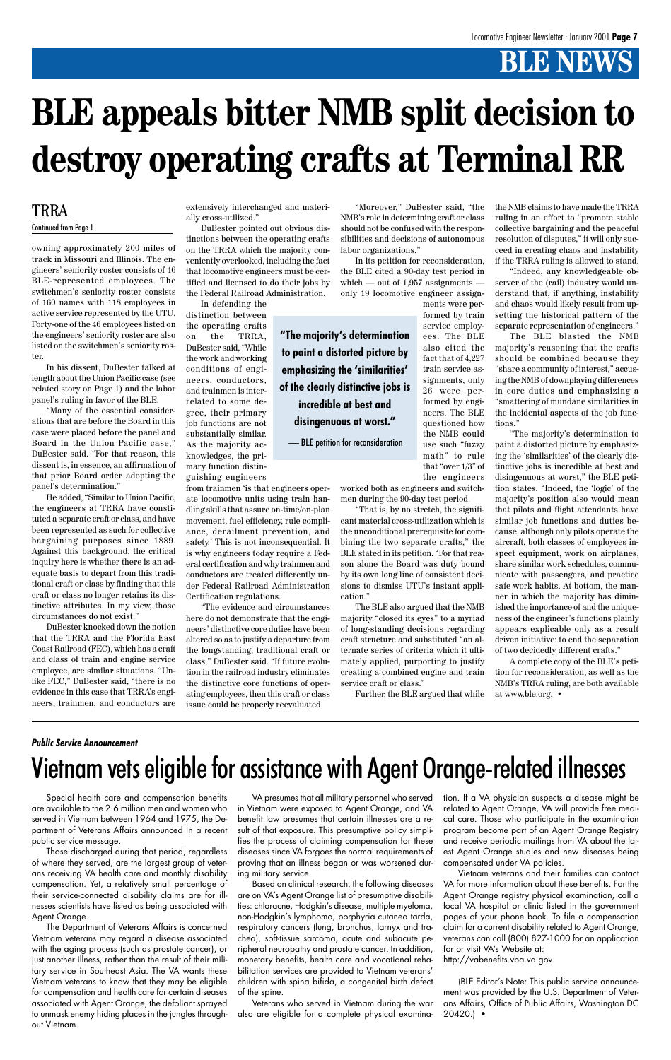# BLE NEWS

# BLE appeals bitter NMB split decision to destroy operating crafts at Terminal RR

## TRRA

Continued from Page 1

owning approximately 200 miles of track in Missouri and Illinois. The engineers' seniority roster consists of 46 BLE-represented employees. The switchmen's seniority roster consists of 160 names with 118 employees in active service represented by the UTU. Forty-one of the 46 employees listed on the engineers' seniority roster are also listed on the switchmen's seniority roster.

In his dissent, DuBester talked at length about the Union Pacific case (see related story on Page 1) and the labor panel's ruling in favor of the BLE.

"Many of the essential considerations that are before the Board in this case were placed before the panel and Board in the Union Pacific case," DuBester said. "For that reason, this dissent is, in essence, an affirmation of that prior Board order adopting the panel's determination."

He added, "Similar to Union Pacific, the engineers at TRRA have constituted a separate craft or class, and have been represented as such for collective bargaining purposes since 1889. Against this background, the critical inquiry here is whether there is an adequate basis to depart from this traditional craft or class by finding that this craft or class no longer retains its distinctive attributes. In my view, those circumstances do not exist."

DuBester knocked down the notion that the TRRA and the Florida East Coast Railroad (FEC), which has a craft and class of train and engine service employee, are similar situations. "Unlike FEC," DuBester said, "there is no evidence in this case that TRRA's engineers, trainmen, and conductors are extensively interchanged and materially cross-utilized."

DuBester pointed out obvious distinctions between the operating crafts on the TRRA which the majority conveniently overlooked, including the fact that locomotive engineers must be certified and licensed to do their jobs by the Federal Railroad Administration.

In defending the distinction between the operating crafts on the TRRA, DuBester said, "While the work and working conditions of engineers, conductors, and trainmen is interrelated to some degree, their primary job functions are not substantially similar. As the majority acknowledges, the primary function distinguishing engineers from trainmen 'is that engineers operate locomotive units using train handling skills that assure on-time/on-plan movement, fuel efficiency, rule compliance, derailment prevention, and safety.' This is not inconsequential. It is why engineers today require a Federal certification and why trainmen and conductors are treated differently under Federal Railroad Administration Certification regulations.

"The evidence and circumstances here do not demonstrate that the engineers' distinctive core duties have been altered so as to justify a departure from the longstanding, traditional craft or class," DuBester said. "If future evolution in the railroad industry eliminates the distinctive core functions of operating employees, then this craft or class issue could be properly reevaluated.

"Moreover," DuBester said, "the NMB's role in determining craft or class should not be confused with the responsibilities and decisions of autonomous labor organizations."

In its petition for reconsideration, the BLE cited a 90-day test period in which — out of 1,957 assignments — only 19 locomotive engineer assignments were performed by train service employees. The BLE also cited the fact that of 4,227 train service assignments, only 26 were performed by engineers. The BLE questioned how the NMB could use such "fuzzy math" to rule that "over 1/3" of the engineers worked both as engineers and switchmen during the 90-day test period.

> **"The majority's determination to paint a distorted picture by emphasizing the 'similarities' of the clearly distinctive jobs is incredible at best and disingenuous at worst."**
>
> — BLE petition for reconsideration

"That is, by no stretch, the significant material cross-utilization which is the unconditional prerequisite for combining the two separate crafts," the BLE stated in its petition. "For that reason alone the Board was duty bound by its own long line of consistent decisions to dismiss UTU's instant application."

The BLE also argued that the NMB majority "closed its eyes" to a myriad of long-standing decisions regarding craft structure and substituted "an alternate series of criteria which it ultimately applied, purporting to justify creating a combined engine and train service craft or class."

Further, the BLE argued that while the NMB claims to have made the TRRA ruling in an effort to "promote stable collective bargaining and the peaceful resolution of disputes," it will only succeed in creating chaos and instability if the TRRA ruling is allowed to stand.

"Indeed, any knowledgeable observer of the (rail) industry would understand that, if anything, instability and chaos would likely result from upsetting the historical pattern of the separate representation of engineers."

The BLE blasted the NMB majority's reasoning that the crafts should be combined because they "share a community of interest," accusing the NMB of downplaying differences in core duties and emphasizing a "smattering of mundane similarities in the incidental aspects of the job functions."

"The majority's determination to paint a distorted picture by emphasizing the 'similarities' of the clearly distinctive jobs is incredible at best and disingenuous at worst," the BLE petition states. "Indeed, the 'logic' of the majority's position also would mean that pilots and flight attendants have similar job functions and duties because, although only pilots operate the aircraft, both classes of employees inspect equipment, work on airplanes, share similar work schedules, communicate with passengers, and practice safe work habits. At bottom, the manner in which the majority has diminished the importance of and the uniqueness of the engineer's functions plainly appears explicable only as a result driven initiative: to end the separation of two decidedly different crafts."

A complete copy of the BLE's petition for reconsideration, as well as the NMB's TRRA ruling, are both available at www.ble.org. •

---

***Public Service Announcement***

# Vietnam vets eligible for assistance with Agent Orange-related illnesses

Special health care and compensation benefits are available to the 2.6 million men and women who served in Vietnam between 1964 and 1975, the Department of Veterans Affairs announced in a recent public service message.

Those discharged during that period, regardless of where they served, are the largest group of veterans receiving VA health care and monthly disability compensation. Yet, a relatively small percentage of their service-connected disability claims are for illnesses scientists have listed as being associated with Agent Orange.

The Department of Veterans Affairs is concerned Vietnam veterans may regard a disease associated with the aging process (such as prostate cancer), or just another illness, rather than the result of their military service in Southeast Asia. The VA wants these Vietnam veterans to know that they may be eligible for compensation and health care for certain diseases associated with Agent Orange, the defoliant sprayed to unmask enemy hiding places in the jungles throughout Vietnam.

VA presumes that all military personnel who served in Vietnam were exposed to Agent Orange, and VA benefit law presumes that certain illnesses are a result of that exposure. This presumptive policy simplifies the process of claiming compensation for these diseases since VA forgoes the normal requirements of proving that an illness began or was worsened during military service.

Based on clinical research, the following diseases are on VA's Agent Orange list of presumptive disabilities: chloracne, Hodgkin's disease, multiple myeloma, non-Hodgkin's lymphoma, porphyria cutanea tarda, respiratory cancers (lung, bronchus, larnyx and trachea), soft-tissue sarcoma, acute and subacute peripheral neuropathy and prostate cancer. In addition, monetary benefits, health care and vocational rehabilitation services are provided to Vietnam veterans' children with spina bifida, a congenital birth defect of the spine.

Veterans who served in Vietnam during the war also are eligible for a complete physical examination. If a VA physician suspects a disease might be related to Agent Orange, VA will provide free medical care. Those who participate in the examination program become part of an Agent Orange Registry and receive periodic mailings from VA about the latest Agent Orange studies and new diseases being compensated under VA policies.

Vietnam veterans and their families can contact VA for more information about these benefits. For the Agent Orange registry physical examination, call a local VA hospital or clinic listed in the government pages of your phone book. To file a compensation claim for a current disability related to Agent Orange, veterans can call (800) 827-1000 for an application for or visit VA's Website at:
http://vabenefits.vba.va.gov.

(BLE Editor's Note: This public service announcement was provided by the U.S. Department of Veterans Affairs, Office of Public Affairs, Washington DC 20420.) •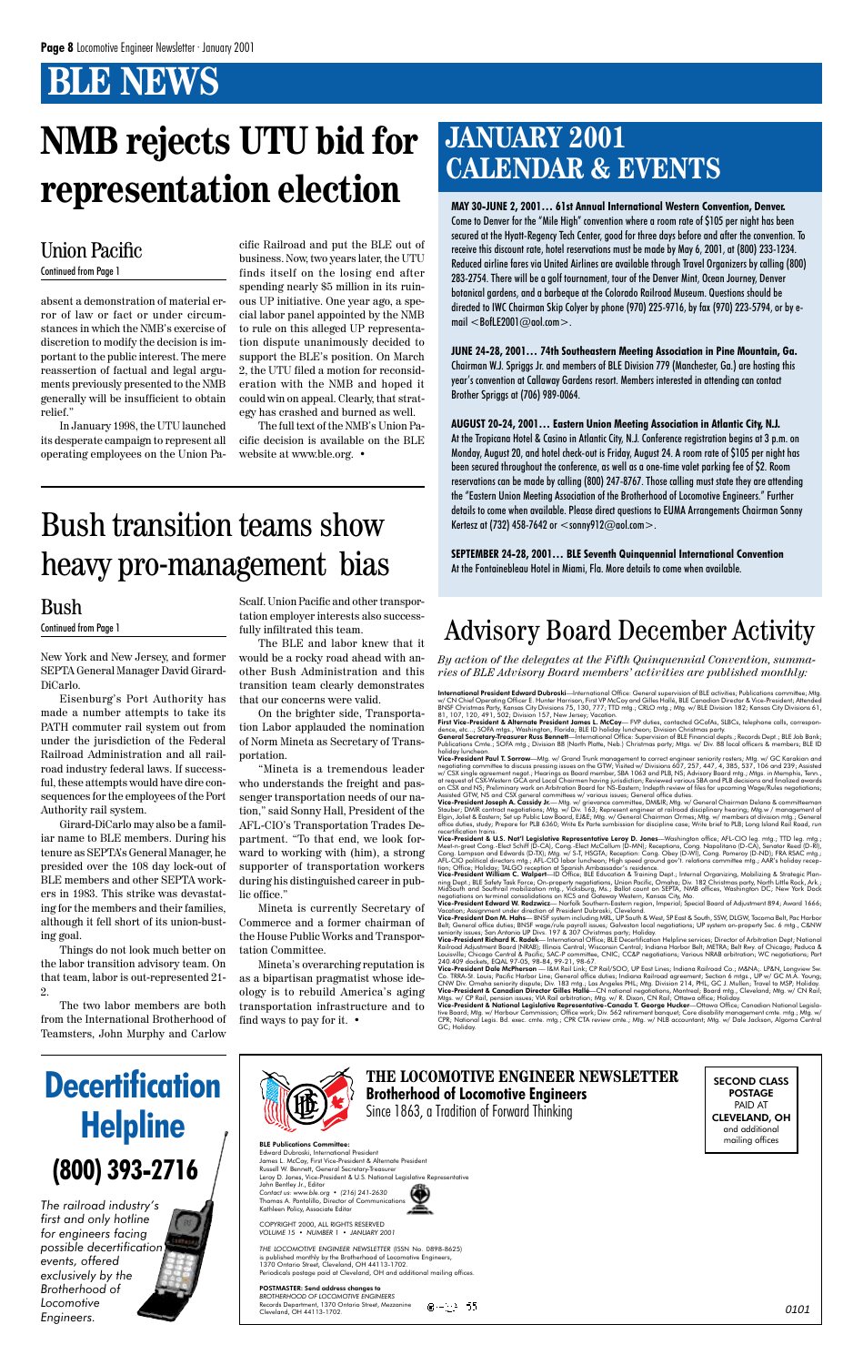# BLE NEWS

# NMB rejects UTU bid for representation election

## Union Pacific

Continued from Page 1

absent a demonstration of material error of law or fact or under circumstances in which the NMB's exercise of discretion to modify the decision is important to the public interest. The mere reassertion of factual and legal arguments previously presented to the NMB generally will be insufficient to obtain relief."

In January 1998, the UTU launched its desperate campaign to represent all operating employees on the Union Pacific Railroad and put the BLE out of business. Now, two years later, the UTU finds itself on the losing end after spending nearly $5 million in its ruinous UP initiative. One year ago, a special labor panel appointed by the NMB to rule on this alleged UP representation dispute unanimously decided to support the BLE's position. On March 2, the UTU filed a motion for reconsideration with the NMB and hoped it could win on appeal. Clearly, that strategy has crashed and burned as well.

The full text of the NMB's Union Pacific decision is available on the BLE website at www.ble.org. •

# Bush transition teams show heavy pro-management bias

## Bush

Continued from Page 1

New York and New Jersey, and former SEPTA General Manager David Girard-DiCarlo.

Eisenburg's Port Authority has made a number attempts to take its PATH commuter rail system out from under the jurisdiction of the Federal Railroad Administration and all railroad industry federal laws. If successful, these attempts would have dire consequences for the employees of the Port Authority rail system.

Girard-DiCarlo may also be a familiar name to BLE members. During his tenure as SEPTA's General Manager, he presided over the 108 day lock-out of BLE members and other SEPTA workers in 1983. This strike was devastating for the members and their families, although it fell short of its union-busting goal.

Things do not look much better on the labor transition advisory team. On that team, labor is out-represented 21-2.

The two labor members are both from the International Brotherhood of Teamsters, John Murphy and Carlow Scalf. Union Pacific and other transportation employer interests also successfully infiltrated this team.

The BLE and labor knew that it would be a rocky road ahead with another Bush Administration and this transition team clearly demonstrates that our concerns were valid.

On the brighter side, Transportation Labor applauded the nomination of Norm Mineta as Secretary of Transportation.

"Mineta is a tremendous leader who understands the freight and passenger transportation needs of our nation," said Sonny Hall, President of the AFL-CIO's Transportation Trades Department. "To that end, we look forward to working with (him), a strong supporter of transportation workers during his distinguished career in public office."

Mineta is currently Secretary of Commerce and a former chairman of the House Public Works and Transportation Committee.

Mineta's overarching reputation is as a bipartisan pragmatist whose ideology is to rebuild America's aging transportation infrastructure and to find ways to pay for it. •

# JANUARY 2001 CALENDAR & EVENTS

**MAY 30-JUNE 2, 2001… 61st Annual International Western Convention, Denver.** Come to Denver for the "Mile High" convention where a room rate of $105 per night has been secured at the Hyatt-Regency Tech Center, good for three days before and after the convention. To receive this discount rate, hotel reservations must be made by May 6, 2001, at (800) 233-1234. Reduced airline fares via United Airlines are available through Travel Organizers by calling (800) 283-2754. There will be a golf tournament, tour of the Denver Mint, Ocean Journey, Denver botanical gardens, and a barbeque at the Colorado Railroad Museum. Questions should be directed to IWC Chairman Skip Colyer by phone (970) 225-9716, by fax (970) 223-5794, or by e-mail <BofLE2001@aol.com>.

**JUNE 24-28, 2001… 74th Southeastern Meeting Association in Pine Mountain, Ga.** Chairman W.J. Spriggs Jr. and members of BLE Division 779 (Manchester, Ga.) are hosting this year's convention at Callaway Gardens resort. Members interested in attending can contact Brother Spriggs at (706) 989-0064.

**AUGUST 20-24, 2001… Eastern Union Meeting Association in Atlantic City, N.J.** At the Tropicana Hotel & Casino in Atlantic City, N.J. Conference registration begins at 3 p.m. on Monday, August 20, and hotel check-out is Friday, August 24. A room rate of $105 per night has been secured throughout the conference, as well as a one-time valet parking fee of $2. Room reservations can be made by calling (800) 247-8767. Those calling must state they are attending the "Eastern Union Meeting Association of the Brotherhood of Locomotive Engineers." Further details to come when available. Please direct questions to EUMA Arrangements Chairman Sonny Kertesz at (732) 458-7642 or <sonny912@aol.com>.

**SEPTEMBER 24-28, 2001… BLE Seventh Quinquennial International Convention** At the Fontainebleau Hotel in Miami, Fla. More details to come when available.

# Advisory Board December Activity

*By action of the delegates at the Fifth Quinquennial Convention, summaries of BLE Advisory Board members' activities are published monthly:*

**International President Edward Dubroski**—International Office: General supervision of BLE activities; Publications committee; Mtg. w/ CN Chief Operating Officer E. Hunter Harrison, First VP McCoy and Gilles Hallé, BLE Canadian Director & Vice-President; Attended BNSF Christmas Party, Kansas City Divisions 75, 130, 777; TTD mtg.; CRLO mtg.; Mtg. w/ BLE Division 182; Kansas City Divisions 61, 81, 107, 120, 491, 502; Division 157, New Jersey; Vacation.

**First Vice-President & Alternate President James L. McCoy**— FVP duties, contacted GCofAs, SLBCs, telephone calls, correspondence, etc…; SOFA mtgs., Washington, Florida; BLE ID holiday luncheon; Division Christmas party.

**General Secretary-Treasurer Russ Bennett**—International Office: Supervision of BLE Financial depts.; Records Dept.; BLE Job Bank; Publications Cmte.; SOFA mtg.; Division 88 (North Platte, Neb.) Christmas party; Mtgs. w/ Div. 88 local officers & members; BLE ID holiday luncheon.

**Vice-President Paul T. Sorrow**—Mtg. w/ Grand Trunk management to correct engineer seniority rosters; Mtg. w/ GC Karakian and negotiating committee to discuss pressing issues on the GTW; Visited w/ Divisions 607, 257, 447, 4, 385, 537, 106 and 239; Assisted w/ CSX single agreement negot.; Hearings as Board member, SBA 1063 and PLB, NS; Advisory Board mtg., Mtgs. in Memphis, Tenn., at request of CSX-Western GCA and Local Chairmen having jurisdiction; Reviewed various SBA and PLB decisions and finalized awards on CSX and NS; Preliminary work on Arbitration Board for NS-Eastern; Indepth review of files for upcoming Wage/Rules negotiations; Assisted GTW, NS and CSX general committees w/ various issues; General office duties.

**Vice-President Joseph A. Cassidy Jr.**— Mtg. w/ grievance committee, DM&IR; Mtg. w/ General Chairman Delana & committeeman Stauber; DMIR contract negotiations; Mtg. w/ Div. 163; Represent engineer at railroad disciplinary hearing; Mtg.w / management of Elgin, Joliet & Eastern; Set up Public Law Board, EJ&E; Mtg. w/ General Chairman Ormes; Mtg. w/ members at division mtg.; General office duties, study; Prepare for PLB 6360; Write Ex Parte sumbission for discipline case; Write brief to PLB; Long Island Rail Road, run recertification trains.

**Vice-President & U.S. Nat'l Legislative Representative Leroy D. Jones**—Washington office; AFL-CIO leg. mtg.; TTD leg. mtg.; Meet-n-greet Cong.-Elect Schiff (D-CA), Cong.-Elect McCollum (D-MN), Receptions, Cong. Napolitano (D-CA), Senator Reed (D-RI), Cong. Lampson and Edwards (D-TX); Mtg. w/ S-T, HSGTA; Reception: Cong. Obey (D-WI), Cong. Pomeroy (D-ND); FRA RSAC mtg.; AFL-CIO political directors mtg.; AFL-CIO labor luncheon; High speed ground gov't. relations committee mtg.; AAR's holiday reception; Office; Holiday; TALGO reception at Spanish Ambassador's residence.

**Vice-President William C. Walpert**—ID Office; BLE Education & Training Dept.; Internal Organizing, Mobilizing & Strategic Planning Dept.; BLE Safety Task Force; On-property negotiations, Union Pacific, Omaha; Div. 182 Christmas party, North Little Rock, Ark.; MidSouth and Southrail mobilization mtg., Vicksburg, Ms.; Ballot count on SEPTA, NMB offices, Washington DC; New York Dock negotiations on terminal consolidations on KCS and Gateway Western, Kansas City, Mo.

**Vice-President Edward W. Rodzwicz**— Norfolk Southern-Eastern region, Imperial; Special Board of Adjustment 894; Award 1666; Vacation; Assignment under direction of President Dubroski, Cleveland.

**Vice-President Don M. Hahs**— BNSF system including MRL, UP South & West, SP East & South, SSW, DLGW, Tacoma Belt, Pac Harbor Belt; General office duties; BNSF wage/rule payroll issues; Galveston local negotiations; UP system on-property Sec. 6 mtg., C&NW seniority issues; San Antonio UP Divs. 197 & 307 Christmas party; Holiday.

**Vice-President Richard K. Radek**— International Office; BLE Decertification Helpline services; Director of Arbitration Dept; National Railroad Adjustment Board (NRAB); Illinois Central; Wisconsin Central; Indiana Harbor Belt; METRA; Belt Rwy. of Chicago; Paduca & Louisville; Chicago Central & Pacific; SAC-P committee, CNIC; CC&P negotiations; Various NRAB arbitration; WC negotiations; Part 240.409 dockets, EQAL 97-05, 98-84, 99-21, 98-67.

**Vice-President Dale McPherson** — I&M Rail Link; CP Rail/SOO; UP East Lines; Indiana Railroad Co.; M&NA., LP&N, Longview Sw. Co. TRRA-St. Louis, Pacific Harbor Line; General office duties; Indiana Railroad agreement; Section 6 mtgs., UP w/ GC M.A. Young; CNW Div. Omaha seniority dispute; Div. 183 mtg.; Los Angeles PHL; Mtg. Division 214, PHL, GC J. Mullen; Travel to MSP; Holiday.

**Vice-President & Canadian Director Gilles Hallé**—CN national negotiations, Montreal; Board mtg., Cleveland, Mtg. w/ CN Rail; Mtgs. w/ CP Rail, pension issues; VIA Rail arbitration; Mtg. w/ R. Dixon, CN Rail; Ottawa office; Holiday.

**Vice-President & National Legislative Representative-Canada T. George Hucker**—Ottawa Office; Canadian National Legislative Board; Mtg. w/ Harbour Commission; Office work; Div. 562 retirement banquet; Core disability management cmte. mtg.; Mtg. w/ CPR; National Legis. Bd. exec. cmte. mtg.; CPR CTA review cmte.; Mtg. w/ NLB accountant; Mtg. w/ Dale Jackson, Algoma Central GC; Holiday.

# Decertification Helpline

# (800) 393-2716

*The railroad industry's first and only hotline for engineers facing possible decertification events, offered exclusively by the Brotherhood of Locomotive Engineers.*

**THE LOCOMOTIVE ENGINEER NEWSLETTER**
**Brotherhood of Locomotive Engineers**
Since 1863, a Tradition of Forward Thinking

**SECOND CLASS POSTAGE** PAID AT **CLEVELAND, OH** and additional mailing offices

**BLE Publications Committee:**
Edward Dubroski, International President
James L. McCoy, First Vice-President & Alternate President
Russell W. Bennett, General Secretary-Treasurer
Leroy D. Jones, Vice-President & U.S. National Legislative Representative
John Bentley Jr., Editor
*Contact us: www.ble.org • (216) 241-2630*
Thomas A. Pantalilo, Director of Communications
Kathleen Policy, Associate Editor

COPYRIGHT 2000, ALL RIGHTS RESERVED
*VOLUME 15 • NUMBER 1 • JANUARY 2001*

*THE LOCOMOTIVE ENGINEER NEWSLETTER* (ISSN No. 0898-8625) is published monthly by the Brotherhood of Locomotive Engineers, 1370 Ontario Street, Cleveland, OH 44113-1702. Periodicals postage paid at Cleveland, OH and additional mailing offices.

**POSTMASTER: Send address changes to**
*BROTHERHOOD OF LOCOMOTIVE ENGINEERS*
Records Department, 1370 Ontario Street, Mezzanine
Cleveland, OH 44113-1702.

*0101*